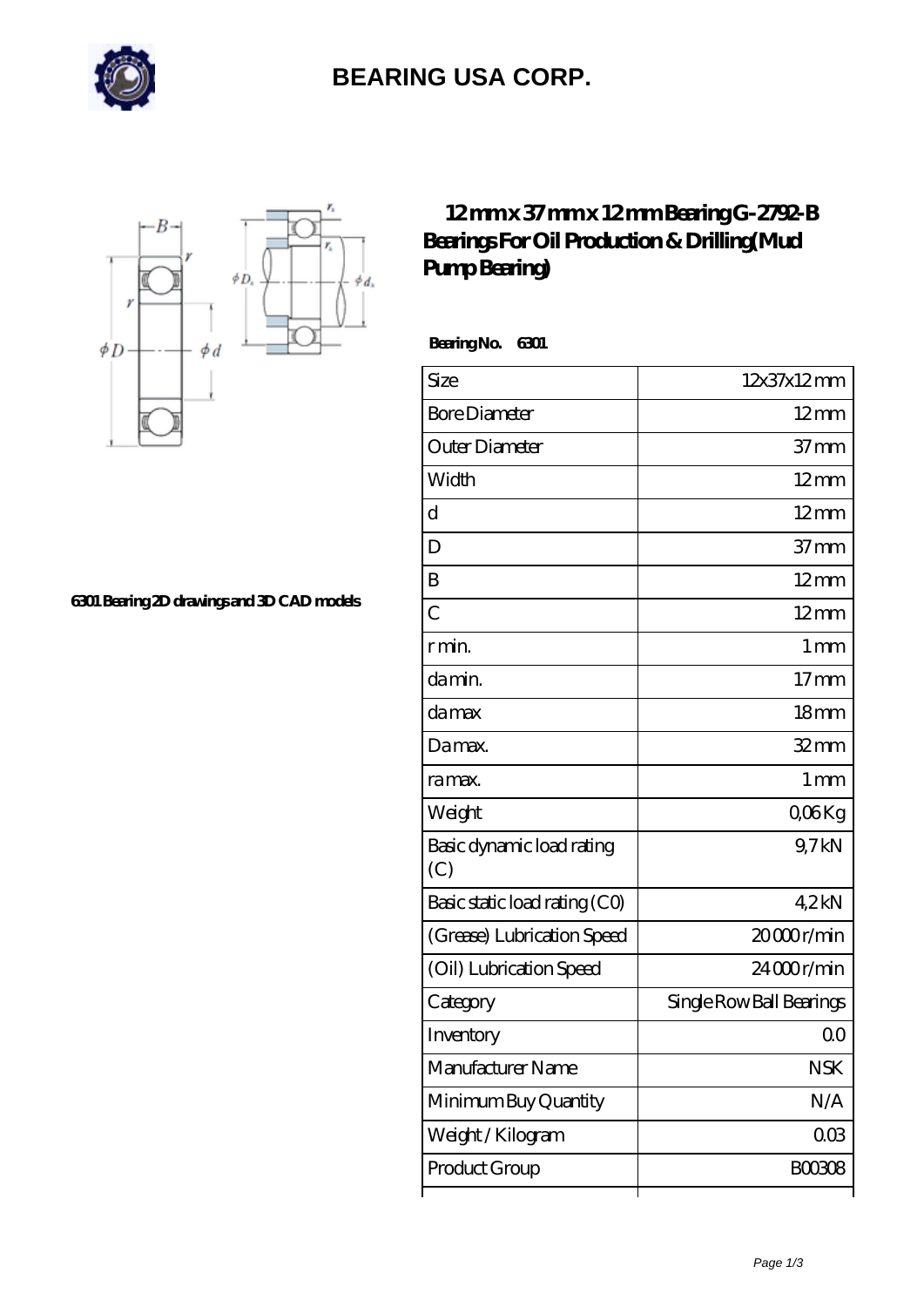# BEARING USA CORP.

6301 Bearing 2D drawings and 3D CAD models

## 12 mm x 37 mm x 12 mm Bearing G-2792-B Bearings For Oil Production & Drilling(Mud Pump Bearing)

**Bearing No. 6301**

| Size | 12x37x12 mm |
|---|---|
| Bore Diameter | 12 mm |
| Outer Diameter | 37 mm |
| Width | 12 mm |
| d | 12 mm |
| D | 37 mm |
| B | 12 mm |
| C | 12 mm |
| r min. | 1 mm |
| da min. | 17 mm |
| da max | 18 mm |
| Da max. | 32 mm |
| ra max. | 1 mm |
| Weight | 0,06 Kg |
| Basic dynamic load rating (C) | 9,7 kN |
| Basic static load rating (C0) | 4,2 kN |
| (Grease) Lubrication Speed | 20 000 r/min |
| (Oil) Lubrication Speed | 24 000 r/min |
| Category | Single Row Ball Bearings |
| Inventory | 0.0 |
| Manufacturer Name | NSK |
| Minimum Buy Quantity | N/A |
| Weight / Kilogram | 0.03 |
| Product Group | B00308 |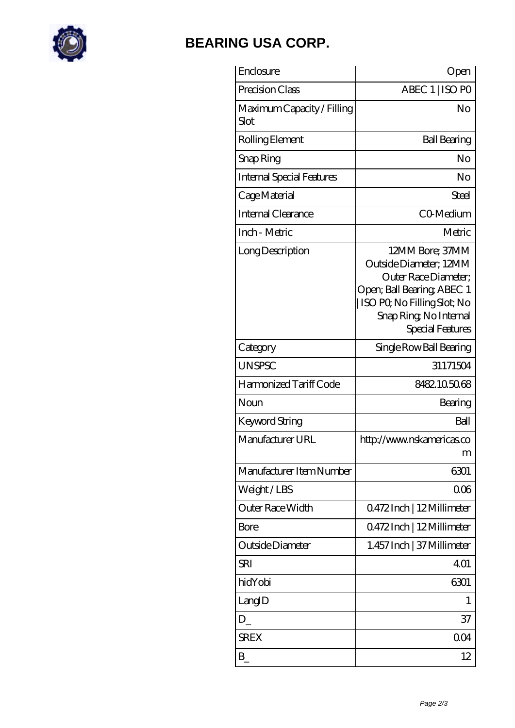# BEARING USA CORP.

| Enclosure | Open |
| --- | --- |
| Precision Class | ABEC 1 \| ISO P0 |
| Maximum Capacity / Filling Slot | No |
| Rolling Element | Ball Bearing |
| Snap Ring | No |
| Internal Special Features | No |
| Cage Material | Steel |
| Internal Clearance | C0-Medium |
| Inch - Metric | Metric |
| Long Description | 12MM Bore; 37MM Outside Diameter; 12MM Outer Race Diameter; Open; Ball Bearing; ABEC 1 \| ISO P0; No Filling Slot; No Snap Ring; No Internal Special Features |
| Category | Single Row Ball Bearing |
| UNSPSC | 31171504 |
| Harmonized Tariff Code | 8482.10.50.68 |
| Noun | Bearing |
| Keyword String | Ball |
| Manufacturer URL | http://www.nskamericas.com |
| Manufacturer Item Number | 6301 |
| Weight / LBS | 0.06 |
| Outer Race Width | 0.472 Inch \| 12 Millimeter |
| Bore | 0.472 Inch \| 12 Millimeter |
| Outside Diameter | 1.457 Inch \| 37 Millimeter |
| SRI | 4.01 |
| hidYobi | 6301 |
| LangID | 1 |
| D_ | 37 |
| SREX | 0.04 |
| B_ | 12 |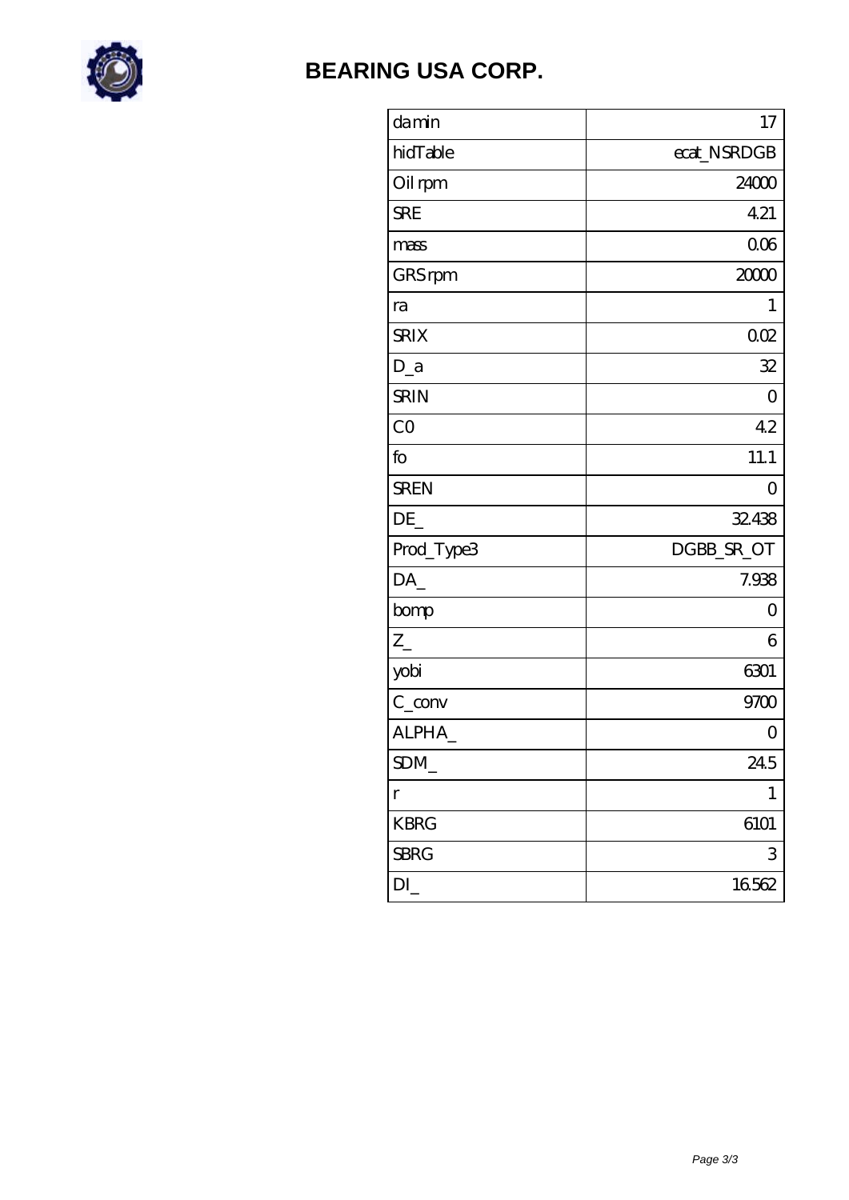# BEARING USA CORP.

| | |
|---|---|
| da min | 17 |
| hidTable | ecat_NSRDGB |
| Oil rpm | 24000 |
| SRE | 4.21 |
| mass | 0.06 |
| GRS rpm | 20000 |
| ra | 1 |
| SRIX | 0.02 |
| D_a | 32 |
| SRIN | 0 |
| C0 | 4.2 |
| fo | 11.1 |
| SREN | 0 |
| DE_ | 32.438 |
| Prod_Type3 | DGBB_SR_OT |
| DA_ | 7.938 |
| bomp | 0 |
| Z_ | 6 |
| yobi | 6301 |
| C_conv | 9700 |
| ALPHA_ | 0 |
| SDM_ | 24.5 |
| r | 1 |
| KBRG | 6101 |
| SBRG | 3 |
| DI_ | 16.562 |